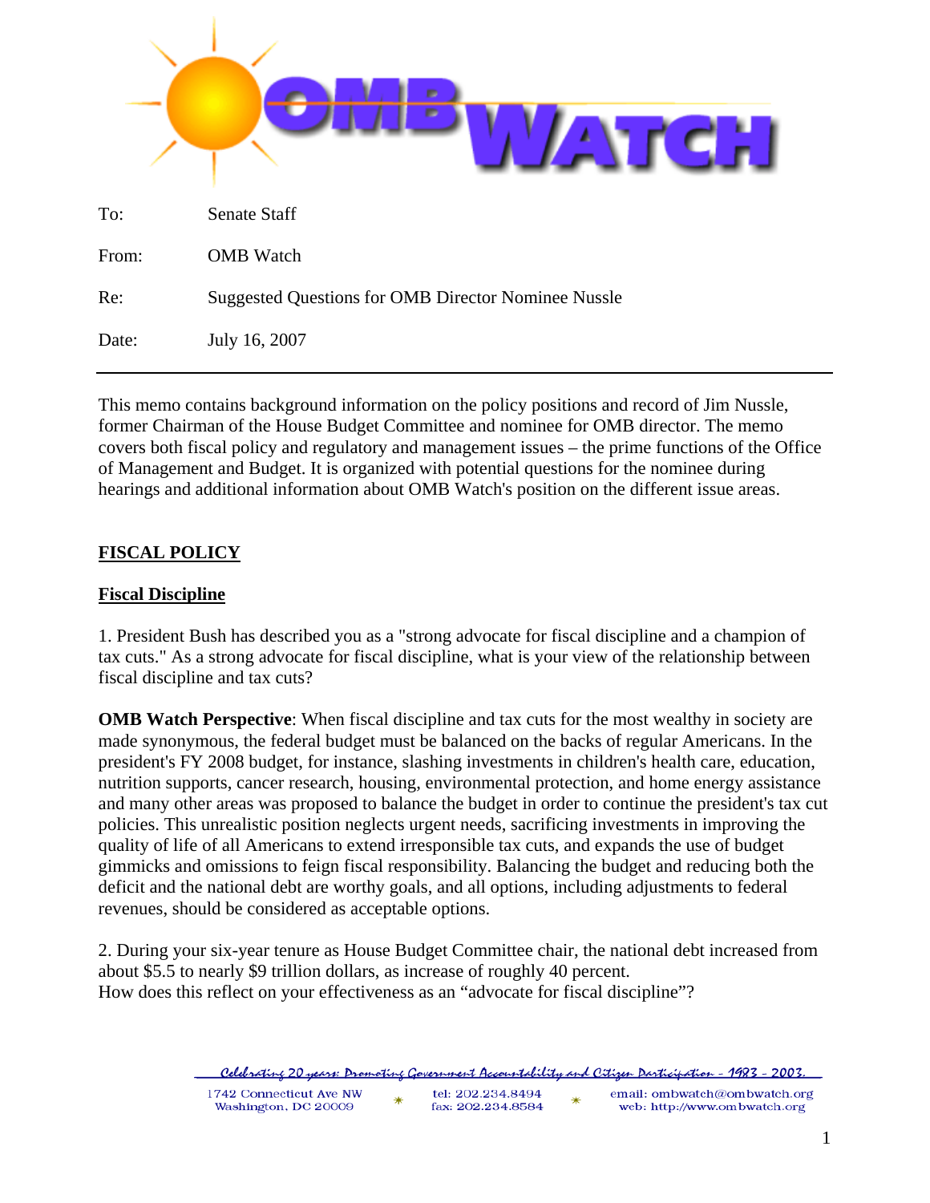| | |
|---|---|
| To: | Senate Staff |
| From: | OMB Watch |
| Re: | Suggested Questions for OMB Director Nominee Nussle |
| Date: | July 16, 2007 |

This memo contains background information on the policy positions and record of Jim Nussle, former Chairman of the House Budget Committee and nominee for OMB director. The memo covers both fiscal policy and regulatory and management issues – the prime functions of the Office of Management and Budget. It is organized with potential questions for the nominee during hearings and additional information about OMB Watch's position on the different issue areas.

## FISCAL POLICY

### Fiscal Discipline

1. President Bush has described you as a "strong advocate for fiscal discipline and a champion of tax cuts." As a strong advocate for fiscal discipline, what is your view of the relationship between fiscal discipline and tax cuts?

**OMB Watch Perspective**: When fiscal discipline and tax cuts for the most wealthy in society are made synonymous, the federal budget must be balanced on the backs of regular Americans. In the president's FY 2008 budget, for instance, slashing investments in children's health care, education, nutrition supports, cancer research, housing, environmental protection, and home energy assistance and many other areas was proposed to balance the budget in order to continue the president's tax cut policies. This unrealistic position neglects urgent needs, sacrificing investments in improving the quality of life of all Americans to extend irresponsible tax cuts, and expands the use of budget gimmicks and omissions to feign fiscal responsibility. Balancing the budget and reducing both the deficit and the national debt are worthy goals, and all options, including adjustments to federal revenues, should be considered as acceptable options.

2. During your six-year tenure as House Budget Committee chair, the national debt increased from about $5.5 to nearly $9 trillion dollars, as increase of roughly 40 percent.
How does this reflect on your effectiveness as an "advocate for fiscal discipline"?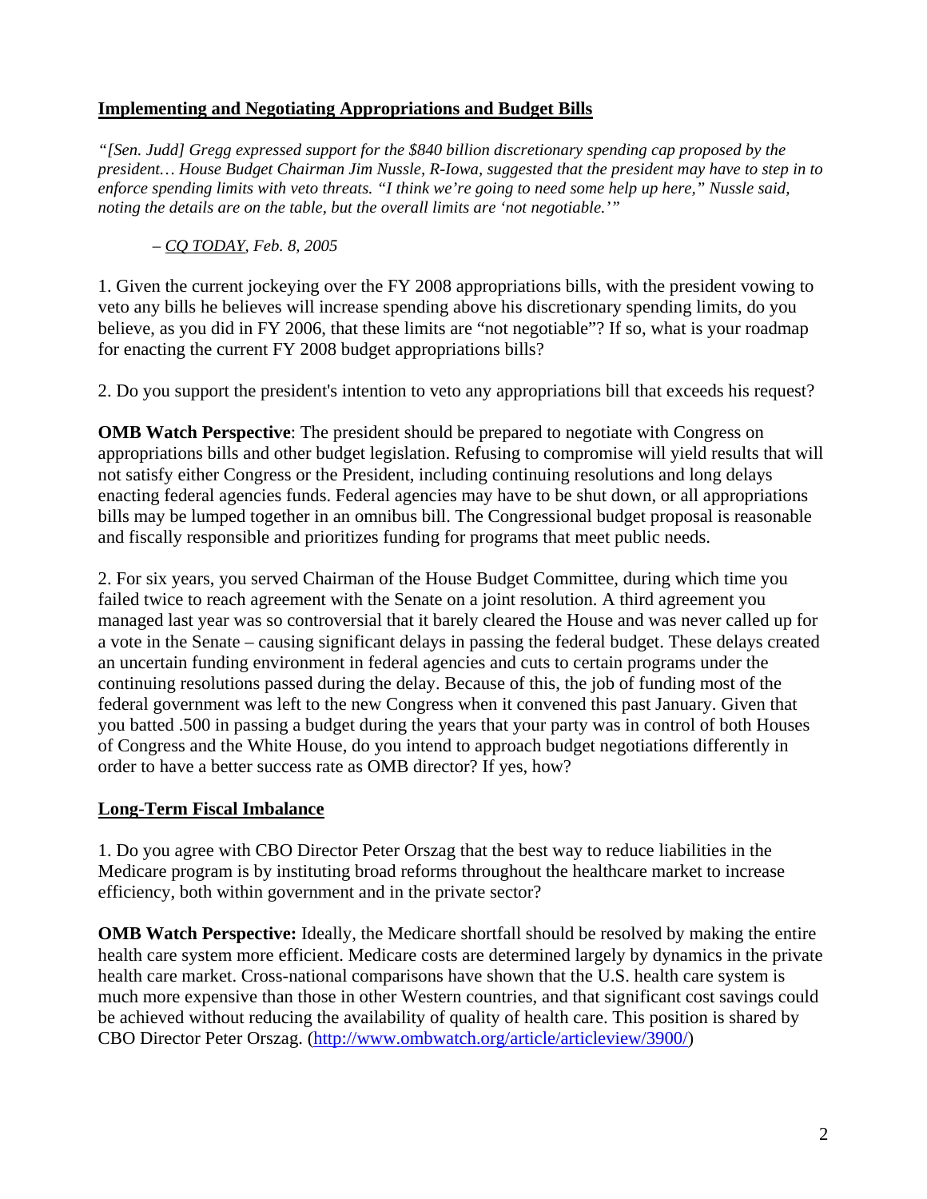## Implementing and Negotiating Appropriations and Budget Bills

*"[Sen. Judd] Gregg expressed support for the $840 billion discretionary spending cap proposed by the president… House Budget Chairman Jim Nussle, R-Iowa, suggested that the president may have to step in to enforce spending limits with veto threats. "I think we're going to need some help up here," Nussle said, noting the details are on the table, but the overall limits are 'not negotiable.'"*

> *– CQ TODAY, Feb. 8, 2005*

1. Given the current jockeying over the FY 2008 appropriations bills, with the president vowing to veto any bills he believes will increase spending above his discretionary spending limits, do you believe, as you did in FY 2006, that these limits are "not negotiable"? If so, what is your roadmap for enacting the current FY 2008 budget appropriations bills?

2. Do you support the president's intention to veto any appropriations bill that exceeds his request?

**OMB Watch Perspective**: The president should be prepared to negotiate with Congress on appropriations bills and other budget legislation. Refusing to compromise will yield results that will not satisfy either Congress or the President, including continuing resolutions and long delays enacting federal agencies funds. Federal agencies may have to be shut down, or all appropriations bills may be lumped together in an omnibus bill. The Congressional budget proposal is reasonable and fiscally responsible and prioritizes funding for programs that meet public needs.

2. For six years, you served Chairman of the House Budget Committee, during which time you failed twice to reach agreement with the Senate on a joint resolution. A third agreement you managed last year was so controversial that it barely cleared the House and was never called up for a vote in the Senate – causing significant delays in passing the federal budget. These delays created an uncertain funding environment in federal agencies and cuts to certain programs under the continuing resolutions passed during the delay. Because of this, the job of funding most of the federal government was left to the new Congress when it convened this past January. Given that you batted .500 in passing a budget during the years that your party was in control of both Houses of Congress and the White House, do you intend to approach budget negotiations differently in order to have a better success rate as OMB director? If yes, how?

## Long-Term Fiscal Imbalance

1. Do you agree with CBO Director Peter Orszag that the best way to reduce liabilities in the Medicare program is by instituting broad reforms throughout the healthcare market to increase efficiency, both within government and in the private sector?

**OMB Watch Perspective:** Ideally, the Medicare shortfall should be resolved by making the entire health care system more efficient. Medicare costs are determined largely by dynamics in the private health care market. Cross-national comparisons have shown that the U.S. health care system is much more expensive than those in other Western countries, and that significant cost savings could be achieved without reducing the availability of quality of health care. This position is shared by CBO Director Peter Orszag. (http://www.ombwatch.org/article/articleview/3900/)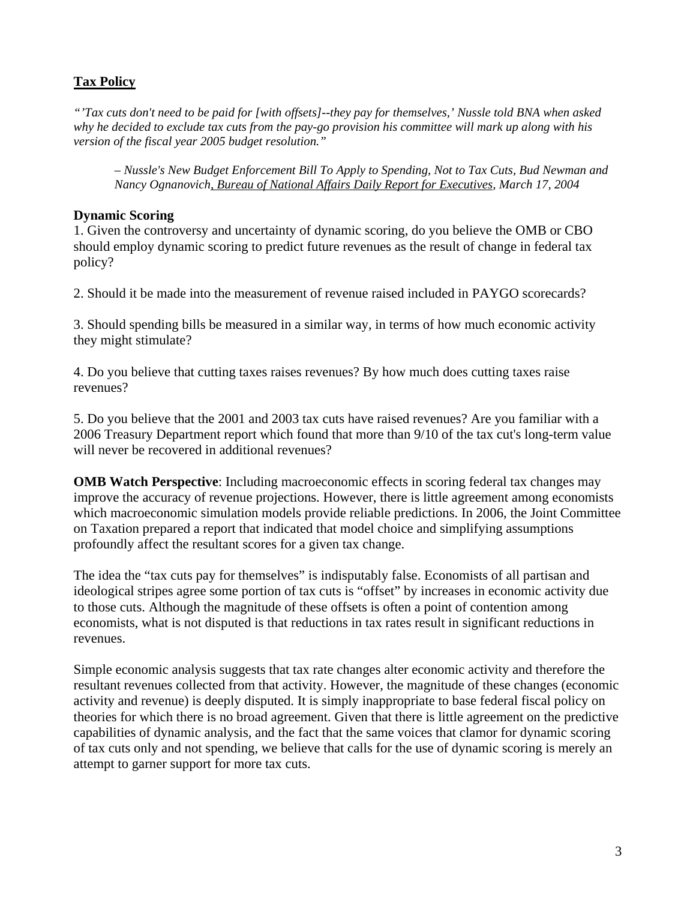## Tax Policy

*"'Tax cuts don't need to be paid for [with offsets]--they pay for themselves,' Nussle told BNA when asked why he decided to exclude tax cuts from the pay-go provision his committee will mark up along with his version of the fiscal year 2005 budget resolution."*

> *– Nussle's New Budget Enforcement Bill To Apply to Spending, Not to Tax Cuts, Bud Newman and Nancy Ognanovich, Bureau of National Affairs Daily Report for Executives, March 17, 2004*

### Dynamic Scoring

1. Given the controversy and uncertainty of dynamic scoring, do you believe the OMB or CBO should employ dynamic scoring to predict future revenues as the result of change in federal tax policy?

2. Should it be made into the measurement of revenue raised included in PAYGO scorecards?

3. Should spending bills be measured in a similar way, in terms of how much economic activity they might stimulate?

4. Do you believe that cutting taxes raises revenues? By how much does cutting taxes raise revenues?

5. Do you believe that the 2001 and 2003 tax cuts have raised revenues? Are you familiar with a 2006 Treasury Department report which found that more than 9/10 of the tax cut's long-term value will never be recovered in additional revenues?

**OMB Watch Perspective**: Including macroeconomic effects in scoring federal tax changes may improve the accuracy of revenue projections. However, there is little agreement among economists which macroeconomic simulation models provide reliable predictions. In 2006, the Joint Committee on Taxation prepared a report that indicated that model choice and simplifying assumptions profoundly affect the resultant scores for a given tax change.

The idea the "tax cuts pay for themselves" is indisputably false. Economists of all partisan and ideological stripes agree some portion of tax cuts is "offset" by increases in economic activity due to those cuts. Although the magnitude of these offsets is often a point of contention among economists, what is not disputed is that reductions in tax rates result in significant reductions in revenues.

Simple economic analysis suggests that tax rate changes alter economic activity and therefore the resultant revenues collected from that activity. However, the magnitude of these changes (economic activity and revenue) is deeply disputed. It is simply inappropriate to base federal fiscal policy on theories for which there is no broad agreement. Given that there is little agreement on the predictive capabilities of dynamic analysis, and the fact that the same voices that clamor for dynamic scoring of tax cuts only and not spending, we believe that calls for the use of dynamic scoring is merely an attempt to garner support for more tax cuts.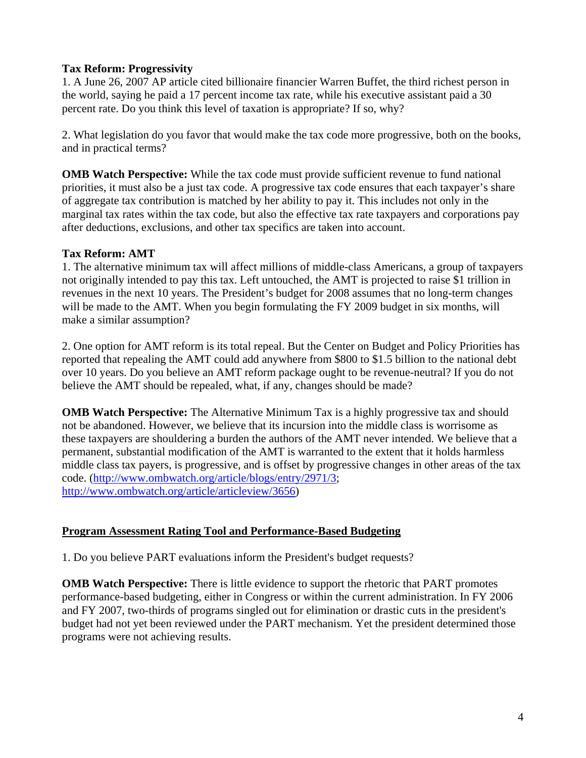**Tax Reform: Progressivity**

1. A June 26, 2007 AP article cited billionaire financier Warren Buffet, the third richest person in the world, saying he paid a 17 percent income tax rate, while his executive assistant paid a 30 percent rate. Do you think this level of taxation is appropriate? If so, why?

2. What legislation do you favor that would make the tax code more progressive, both on the books, and in practical terms?

**OMB Watch Perspective:** While the tax code must provide sufficient revenue to fund national priorities, it must also be a just tax code. A progressive tax code ensures that each taxpayer's share of aggregate tax contribution is matched by her ability to pay it. This includes not only in the marginal tax rates within the tax code, but also the effective tax rate taxpayers and corporations pay after deductions, exclusions, and other tax specifics are taken into account.

**Tax Reform: AMT**

1. The alternative minimum tax will affect millions of middle-class Americans, a group of taxpayers not originally intended to pay this tax. Left untouched, the AMT is projected to raise $1 trillion in revenues in the next 10 years. The President's budget for 2008 assumes that no long-term changes will be made to the AMT. When you begin formulating the FY 2009 budget in six months, will make a similar assumption?

2. One option for AMT reform is its total repeal. But the Center on Budget and Policy Priorities has reported that repealing the AMT could add anywhere from $800 to $1.5 billion to the national debt over 10 years. Do you believe an AMT reform package ought to be revenue-neutral? If you do not believe the AMT should be repealed, what, if any, changes should be made?

**OMB Watch Perspective:** The Alternative Minimum Tax is a highly progressive tax and should not be abandoned. However, we believe that its incursion into the middle class is worrisome as these taxpayers are shouldering a burden the authors of the AMT never intended. We believe that a permanent, substantial modification of the AMT is warranted to the extent that it holds harmless middle class tax payers, is progressive, and is offset by progressive changes in other areas of the tax code. (http://www.ombwatch.org/article/blogs/entry/2971/3; http://www.ombwatch.org/article/articleview/3656)

**Program Assessment Rating Tool and Performance-Based Budgeting**

1. Do you believe PART evaluations inform the President's budget requests?

**OMB Watch Perspective:** There is little evidence to support the rhetoric that PART promotes performance-based budgeting, either in Congress or within the current administration. In FY 2006 and FY 2007, two-thirds of programs singled out for elimination or drastic cuts in the president's budget had not yet been reviewed under the PART mechanism. Yet the president determined those programs were not achieving results.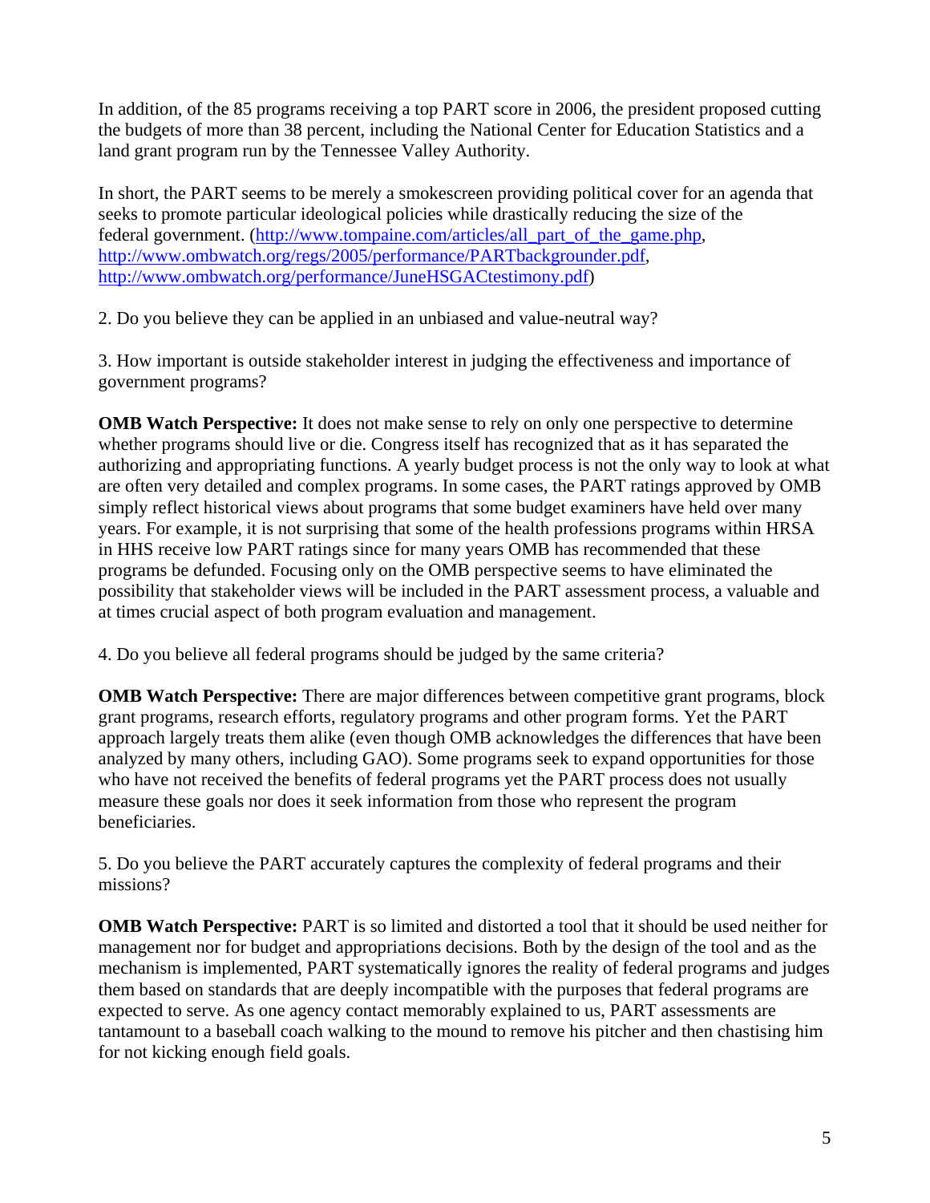In addition, of the 85 programs receiving a top PART score in 2006, the president proposed cutting the budgets of more than 38 percent, including the National Center for Education Statistics and a land grant program run by the Tennessee Valley Authority.

In short, the PART seems to be merely a smokescreen providing political cover for an agenda that seeks to promote particular ideological policies while drastically reducing the size of the federal government. (http://www.tompaine.com/articles/all_part_of_the_game.php, http://www.ombwatch.org/regs/2005/performance/PARTbackgrounder.pdf, http://www.ombwatch.org/performance/JuneHSGACtestimony.pdf)

2. Do you believe they can be applied in an unbiased and value-neutral way?

3. How important is outside stakeholder interest in judging the effectiveness and importance of government programs?

**OMB Watch Perspective:** It does not make sense to rely on only one perspective to determine whether programs should live or die. Congress itself has recognized that as it has separated the authorizing and appropriating functions. A yearly budget process is not the only way to look at what are often very detailed and complex programs. In some cases, the PART ratings approved by OMB simply reflect historical views about programs that some budget examiners have held over many years. For example, it is not surprising that some of the health professions programs within HRSA in HHS receive low PART ratings since for many years OMB has recommended that these programs be defunded. Focusing only on the OMB perspective seems to have eliminated the possibility that stakeholder views will be included in the PART assessment process, a valuable and at times crucial aspect of both program evaluation and management.

4. Do you believe all federal programs should be judged by the same criteria?

**OMB Watch Perspective:** There are major differences between competitive grant programs, block grant programs, research efforts, regulatory programs and other program forms. Yet the PART approach largely treats them alike (even though OMB acknowledges the differences that have been analyzed by many others, including GAO). Some programs seek to expand opportunities for those who have not received the benefits of federal programs yet the PART process does not usually measure these goals nor does it seek information from those who represent the program beneficiaries.

5. Do you believe the PART accurately captures the complexity of federal programs and their missions?

**OMB Watch Perspective:** PART is so limited and distorted a tool that it should be used neither for management nor for budget and appropriations decisions. Both by the design of the tool and as the mechanism is implemented, PART systematically ignores the reality of federal programs and judges them based on standards that are deeply incompatible with the purposes that federal programs are expected to serve. As one agency contact memorably explained to us, PART assessments are tantamount to a baseball coach walking to the mound to remove his pitcher and then chastising him for not kicking enough field goals.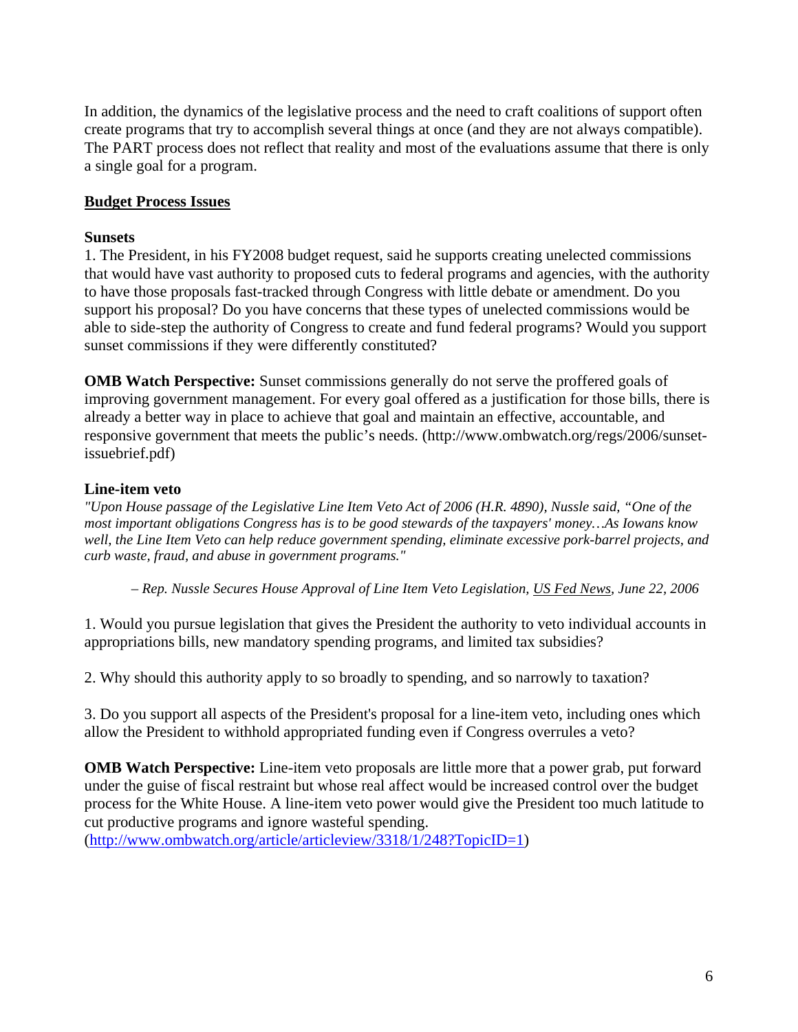In addition, the dynamics of the legislative process and the need to craft coalitions of support often create programs that try to accomplish several things at once (and they are not always compatible). The PART process does not reflect that reality and most of the evaluations assume that there is only a single goal for a program.

## Budget Process Issues

### Sunsets

1. The President, in his FY2008 budget request, said he supports creating unelected commissions that would have vast authority to proposed cuts to federal programs and agencies, with the authority to have those proposals fast-tracked through Congress with little debate or amendment. Do you support his proposal? Do you have concerns that these types of unelected commissions would be able to side-step the authority of Congress to create and fund federal programs? Would you support sunset commissions if they were differently constituted?

**OMB Watch Perspective:** Sunset commissions generally do not serve the proffered goals of improving government management. For every goal offered as a justification for those bills, there is already a better way in place to achieve that goal and maintain an effective, accountable, and responsive government that meets the public's needs. (http://www.ombwatch.org/regs/2006/sunset-issuebrief.pdf)

### Line-item veto

*"Upon House passage of the Legislative Line Item Veto Act of 2006 (H.R. 4890), Nussle said, "One of the most important obligations Congress has is to be good stewards of the taxpayers' money…As Iowans know well, the Line Item Veto can help reduce government spending, eliminate excessive pork-barrel projects, and curb waste, fraud, and abuse in government programs."*

*– Rep. Nussle Secures House Approval of Line Item Veto Legislation, US Fed News, June 22, 2006*

1. Would you pursue legislation that gives the President the authority to veto individual accounts in appropriations bills, new mandatory spending programs, and limited tax subsidies?

2. Why should this authority apply to so broadly to spending, and so narrowly to taxation?

3. Do you support all aspects of the President's proposal for a line-item veto, including ones which allow the President to withhold appropriated funding even if Congress overrules a veto?

**OMB Watch Perspective:** Line-item veto proposals are little more that a power grab, put forward under the guise of fiscal restraint but whose real affect would be increased control over the budget process for the White House. A line-item veto power would give the President too much latitude to cut productive programs and ignore wasteful spending. (http://www.ombwatch.org/article/articleview/3318/1/248?TopicID=1)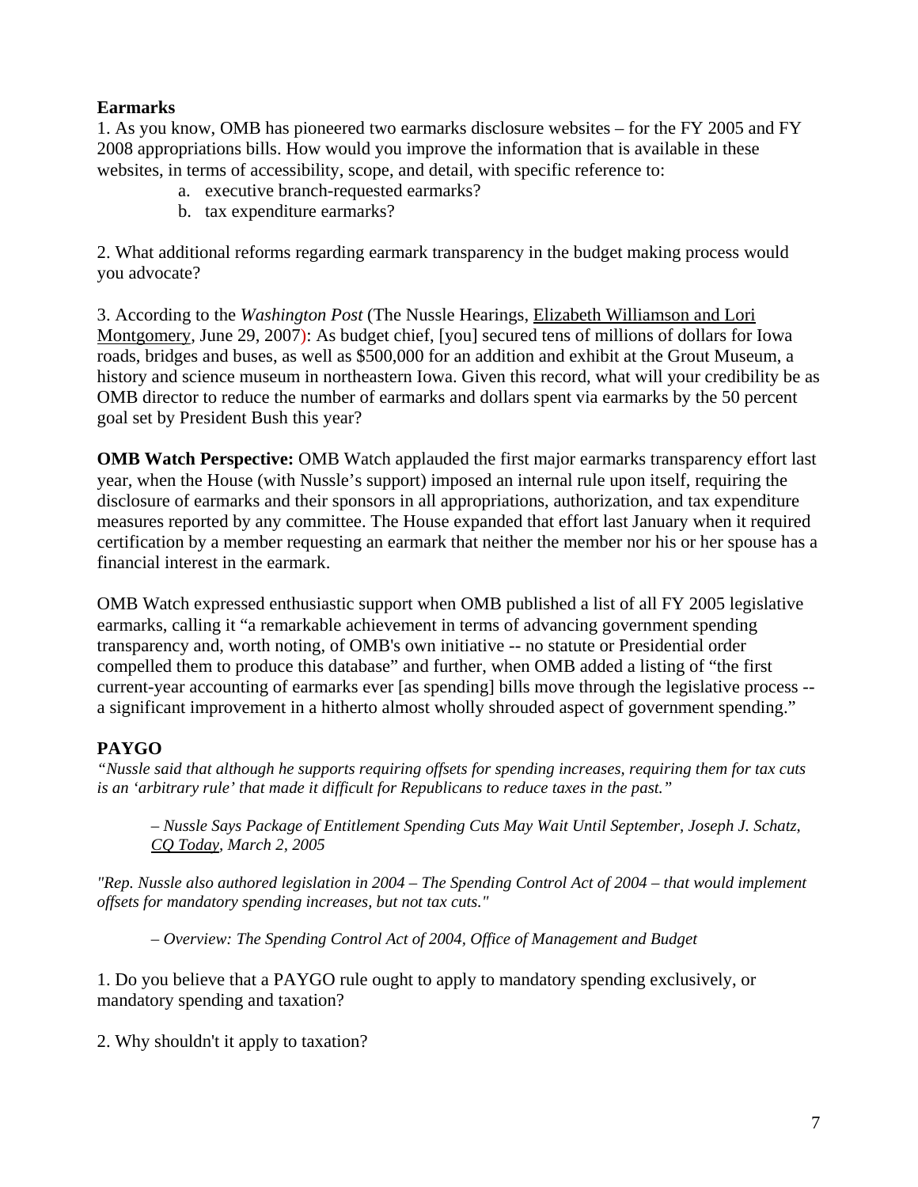**Earmarks**

1. As you know, OMB has pioneered two earmarks disclosure websites – for the FY 2005 and FY 2008 appropriations bills. How would you improve the information that is available in these websites, in terms of accessibility, scope, and detail, with specific reference to:

    a. executive branch-requested earmarks?
    b. tax expenditure earmarks?

2. What additional reforms regarding earmark transparency in the budget making process would you advocate?

3. According to the *Washington Post* (The Nussle Hearings, Elizabeth Williamson and Lori Montgomery, June 29, 2007): As budget chief, [you] secured tens of millions of dollars for Iowa roads, bridges and buses, as well as $500,000 for an addition and exhibit at the Grout Museum, a history and science museum in northeastern Iowa. Given this record, what will your credibility be as OMB director to reduce the number of earmarks and dollars spent via earmarks by the 50 percent goal set by President Bush this year?

**OMB Watch Perspective:** OMB Watch applauded the first major earmarks transparency effort last year, when the House (with Nussle's support) imposed an internal rule upon itself, requiring the disclosure of earmarks and their sponsors in all appropriations, authorization, and tax expenditure measures reported by any committee. The House expanded that effort last January when it required certification by a member requesting an earmark that neither the member nor his or her spouse has a financial interest in the earmark.

OMB Watch expressed enthusiastic support when OMB published a list of all FY 2005 legislative earmarks, calling it "a remarkable achievement in terms of advancing government spending transparency and, worth noting, of OMB's own initiative -- no statute or Presidential order compelled them to produce this database" and further, when OMB added a listing of "the first current-year accounting of earmarks ever [as spending] bills move through the legislative process -- a significant improvement in a hitherto almost wholly shrouded aspect of government spending."

**PAYGO**

*"Nussle said that although he supports requiring offsets for spending increases, requiring them for tax cuts is an 'arbitrary rule' that made it difficult for Republicans to reduce taxes in the past."*

> *– Nussle Says Package of Entitlement Spending Cuts May Wait Until September, Joseph J. Schatz, CQ Today, March 2, 2005*

*"Rep. Nussle also authored legislation in 2004 – The Spending Control Act of 2004 – that would implement offsets for mandatory spending increases, but not tax cuts."*

> *– Overview: The Spending Control Act of 2004, Office of Management and Budget*

1. Do you believe that a PAYGO rule ought to apply to mandatory spending exclusively, or mandatory spending and taxation?

2. Why shouldn't it apply to taxation?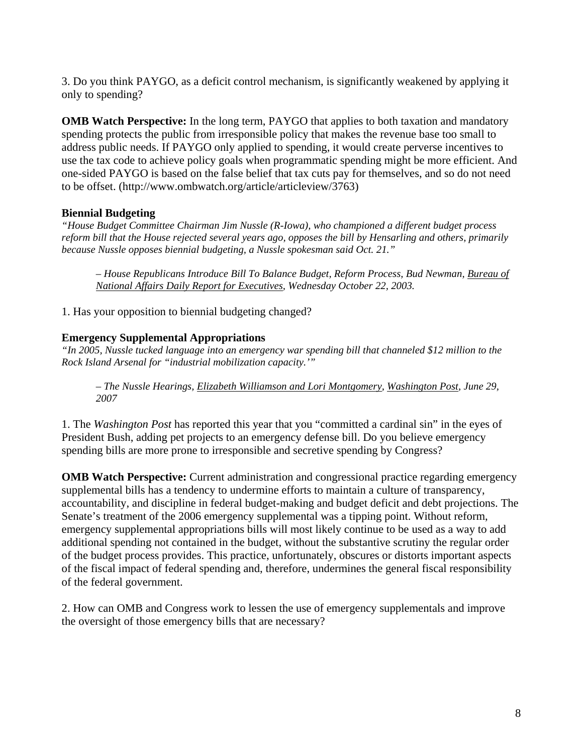3. Do you think PAYGO, as a deficit control mechanism, is significantly weakened by applying it only to spending?

**OMB Watch Perspective:** In the long term, PAYGO that applies to both taxation and mandatory spending protects the public from irresponsible policy that makes the revenue base too small to address public needs. If PAYGO only applied to spending, it would create perverse incentives to use the tax code to achieve policy goals when programmatic spending might be more efficient. And one-sided PAYGO is based on the false belief that tax cuts pay for themselves, and so do not need to be offset. (http://www.ombwatch.org/article/articleview/3763)

**Biennial Budgeting**

*"House Budget Committee Chairman Jim Nussle (R-Iowa), who championed a different budget process reform bill that the House rejected several years ago, opposes the bill by Hensarling and others, primarily because Nussle opposes biennial budgeting, a Nussle spokesman said Oct. 21."*

> *– House Republicans Introduce Bill To Balance Budget, Reform Process, Bud Newman, Bureau of National Affairs Daily Report for Executives, Wednesday October 22, 2003.*

1. Has your opposition to biennial budgeting changed?

**Emergency Supplemental Appropriations**

*"In 2005, Nussle tucked language into an emergency war spending bill that channeled $12 million to the Rock Island Arsenal for "industrial mobilization capacity.'"*

> *– The Nussle Hearings, Elizabeth Williamson and Lori Montgomery, Washington Post, June 29, 2007*

1. The *Washington Post* has reported this year that you "committed a cardinal sin" in the eyes of President Bush, adding pet projects to an emergency defense bill. Do you believe emergency spending bills are more prone to irresponsible and secretive spending by Congress?

**OMB Watch Perspective:** Current administration and congressional practice regarding emergency supplemental bills has a tendency to undermine efforts to maintain a culture of transparency, accountability, and discipline in federal budget-making and budget deficit and debt projections. The Senate's treatment of the 2006 emergency supplemental was a tipping point. Without reform, emergency supplemental appropriations bills will most likely continue to be used as a way to add additional spending not contained in the budget, without the substantive scrutiny the regular order of the budget process provides. This practice, unfortunately, obscures or distorts important aspects of the fiscal impact of federal spending and, therefore, undermines the general fiscal responsibility of the federal government.

2. How can OMB and Congress work to lessen the use of emergency supplementals and improve the oversight of those emergency bills that are necessary?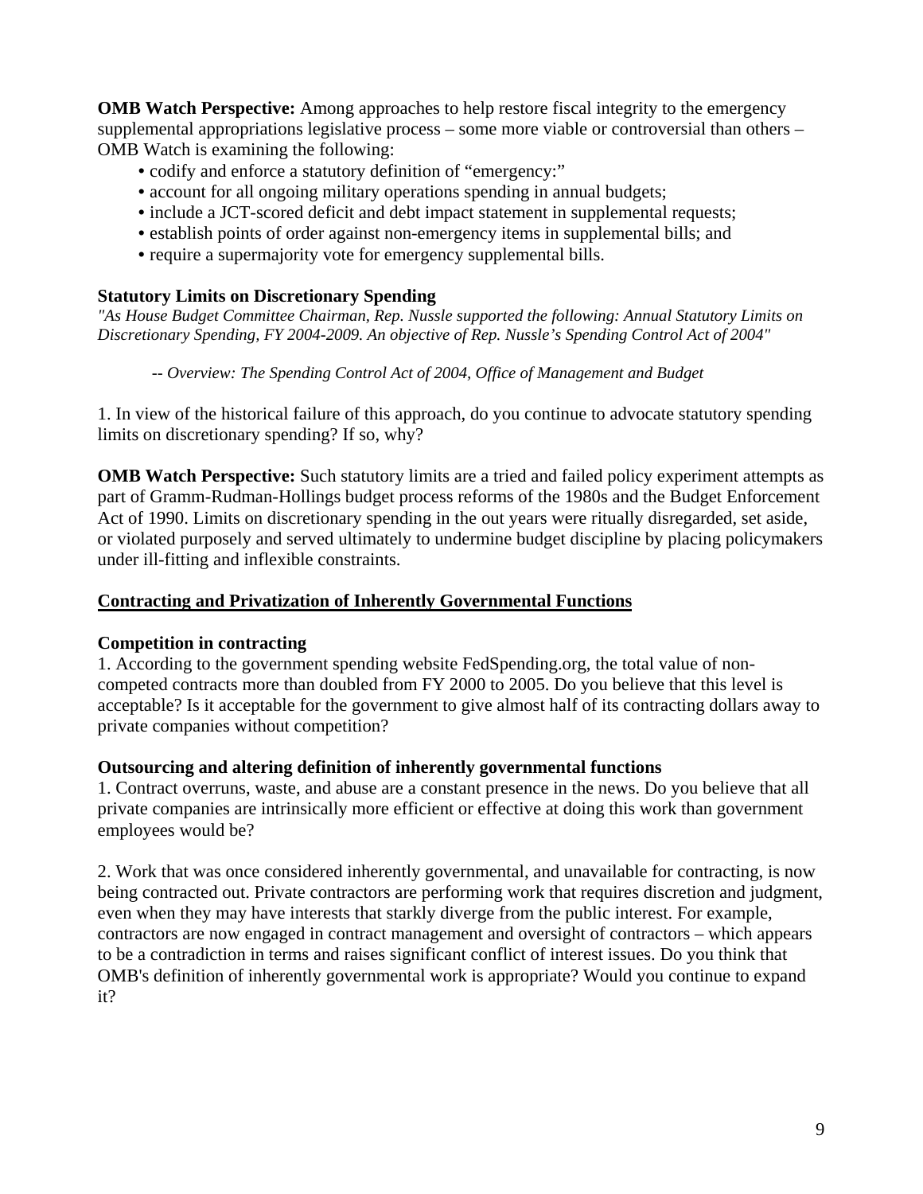**OMB Watch Perspective:** Among approaches to help restore fiscal integrity to the emergency supplemental appropriations legislative process – some more viable or controversial than others – OMB Watch is examining the following:

- codify and enforce a statutory definition of "emergency:"
- account for all ongoing military operations spending in annual budgets;
- include a JCT-scored deficit and debt impact statement in supplemental requests;
- establish points of order against non-emergency items in supplemental bills; and
- require a supermajority vote for emergency supplemental bills.

### Statutory Limits on Discretionary Spending

*"As House Budget Committee Chairman, Rep. Nussle supported the following: Annual Statutory Limits on Discretionary Spending, FY 2004-2009. An objective of Rep. Nussle's Spending Control Act of 2004"*

*-- Overview: The Spending Control Act of 2004, Office of Management and Budget*

1. In view of the historical failure of this approach, do you continue to advocate statutory spending limits on discretionary spending? If so, why?

**OMB Watch Perspective:** Such statutory limits are a tried and failed policy experiment attempts as part of Gramm-Rudman-Hollings budget process reforms of the 1980s and the Budget Enforcement Act of 1990. Limits on discretionary spending in the out years were ritually disregarded, set aside, or violated purposely and served ultimately to undermine budget discipline by placing policymakers under ill-fitting and inflexible constraints.

## Contracting and Privatization of Inherently Governmental Functions

### Competition in contracting

1. According to the government spending website FedSpending.org, the total value of non-competed contracts more than doubled from FY 2000 to 2005. Do you believe that this level is acceptable? Is it acceptable for the government to give almost half of its contracting dollars away to private companies without competition?

### Outsourcing and altering definition of inherently governmental functions

1. Contract overruns, waste, and abuse are a constant presence in the news. Do you believe that all private companies are intrinsically more efficient or effective at doing this work than government employees would be?

2. Work that was once considered inherently governmental, and unavailable for contracting, is now being contracted out. Private contractors are performing work that requires discretion and judgment, even when they may have interests that starkly diverge from the public interest. For example, contractors are now engaged in contract management and oversight of contractors – which appears to be a contradiction in terms and raises significant conflict of interest issues. Do you think that OMB's definition of inherently governmental work is appropriate? Would you continue to expand it?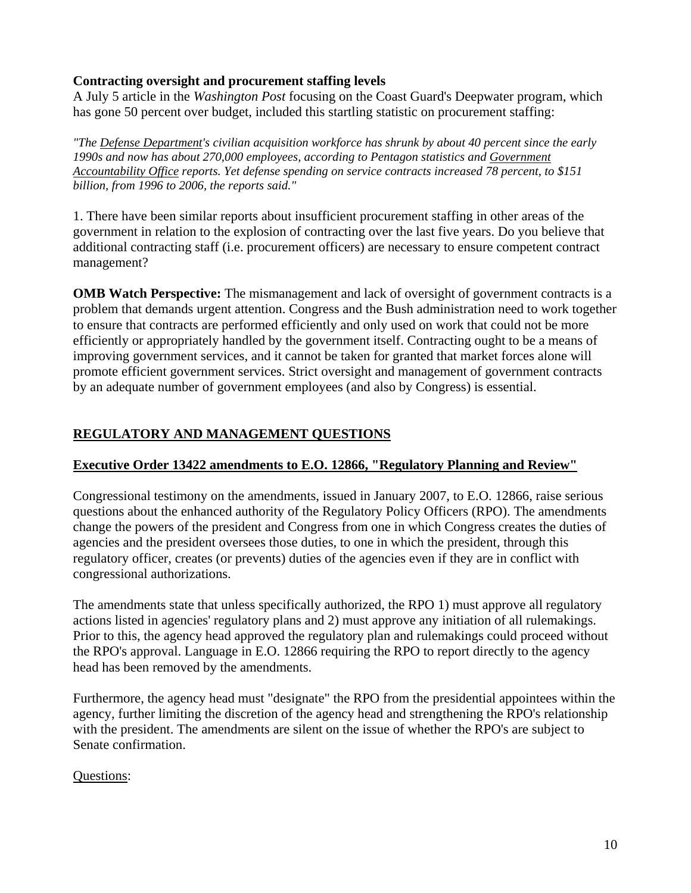**Contracting oversight and procurement staffing levels**
A July 5 article in the *Washington Post* focusing on the Coast Guard's Deepwater program, which has gone 50 percent over budget, included this startling statistic on procurement staffing:

*"The Defense Department's civilian acquisition workforce has shrunk by about 40 percent since the early 1990s and now has about 270,000 employees, according to Pentagon statistics and Government Accountability Office reports. Yet defense spending on service contracts increased 78 percent, to $151 billion, from 1996 to 2006, the reports said."*

1. There have been similar reports about insufficient procurement staffing in other areas of the government in relation to the explosion of contracting over the last five years. Do you believe that additional contracting staff (i.e. procurement officers) are necessary to ensure competent contract management?

**OMB Watch Perspective:** The mismanagement and lack of oversight of government contracts is a problem that demands urgent attention. Congress and the Bush administration need to work together to ensure that contracts are performed efficiently and only used on work that could not be more efficiently or appropriately handled by the government itself. Contracting ought to be a means of improving government services, and it cannot be taken for granted that market forces alone will promote efficient government services. Strict oversight and management of government contracts by an adequate number of government employees (and also by Congress) is essential.

## REGULATORY AND MANAGEMENT QUESTIONS

### Executive Order 13422 amendments to E.O. 12866, "Regulatory Planning and Review"

Congressional testimony on the amendments, issued in January 2007, to E.O. 12866, raise serious questions about the enhanced authority of the Regulatory Policy Officers (RPO). The amendments change the powers of the president and Congress from one in which Congress creates the duties of agencies and the president oversees those duties, to one in which the president, through this regulatory officer, creates (or prevents) duties of the agencies even if they are in conflict with congressional authorizations.

The amendments state that unless specifically authorized, the RPO 1) must approve all regulatory actions listed in agencies' regulatory plans and 2) must approve any initiation of all rulemakings. Prior to this, the agency head approved the regulatory plan and rulemakings could proceed without the RPO's approval. Language in E.O. 12866 requiring the RPO to report directly to the agency head has been removed by the amendments.

Furthermore, the agency head must "designate" the RPO from the presidential appointees within the agency, further limiting the discretion of the agency head and strengthening the RPO's relationship with the president. The amendments are silent on the issue of whether the RPO's are subject to Senate confirmation.

Questions: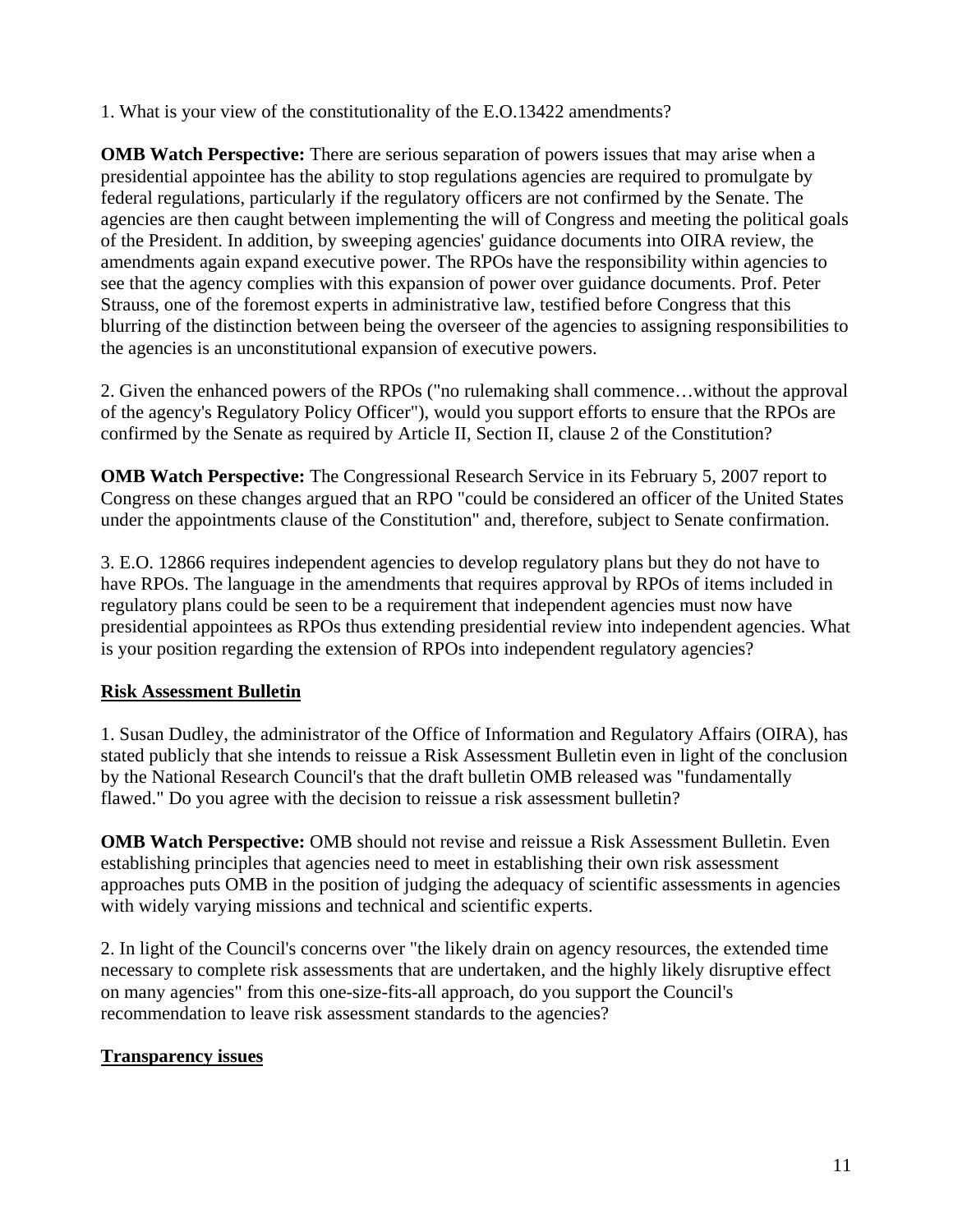1. What is your view of the constitutionality of the E.O.13422 amendments?

**OMB Watch Perspective:** There are serious separation of powers issues that may arise when a presidential appointee has the ability to stop regulations agencies are required to promulgate by federal regulations, particularly if the regulatory officers are not confirmed by the Senate. The agencies are then caught between implementing the will of Congress and meeting the political goals of the President. In addition, by sweeping agencies' guidance documents into OIRA review, the amendments again expand executive power. The RPOs have the responsibility within agencies to see that the agency complies with this expansion of power over guidance documents. Prof. Peter Strauss, one of the foremost experts in administrative law, testified before Congress that this blurring of the distinction between being the overseer of the agencies to assigning responsibilities to the agencies is an unconstitutional expansion of executive powers.

2. Given the enhanced powers of the RPOs ("no rulemaking shall commence…without the approval of the agency's Regulatory Policy Officer"), would you support efforts to ensure that the RPOs are confirmed by the Senate as required by Article II, Section II, clause 2 of the Constitution?

**OMB Watch Perspective:** The Congressional Research Service in its February 5, 2007 report to Congress on these changes argued that an RPO "could be considered an officer of the United States under the appointments clause of the Constitution" and, therefore, subject to Senate confirmation.

3. E.O. 12866 requires independent agencies to develop regulatory plans but they do not have to have RPOs. The language in the amendments that requires approval by RPOs of items included in regulatory plans could be seen to be a requirement that independent agencies must now have presidential appointees as RPOs thus extending presidential review into independent agencies. What is your position regarding the extension of RPOs into independent regulatory agencies?

## Risk Assessment Bulletin

1. Susan Dudley, the administrator of the Office of Information and Regulatory Affairs (OIRA), has stated publicly that she intends to reissue a Risk Assessment Bulletin even in light of the conclusion by the National Research Council's that the draft bulletin OMB released was "fundamentally flawed." Do you agree with the decision to reissue a risk assessment bulletin?

**OMB Watch Perspective:** OMB should not revise and reissue a Risk Assessment Bulletin. Even establishing principles that agencies need to meet in establishing their own risk assessment approaches puts OMB in the position of judging the adequacy of scientific assessments in agencies with widely varying missions and technical and scientific experts.

2. In light of the Council's concerns over "the likely drain on agency resources, the extended time necessary to complete risk assessments that are undertaken, and the highly likely disruptive effect on many agencies" from this one-size-fits-all approach, do you support the Council's recommendation to leave risk assessment standards to the agencies?

## Transparency issues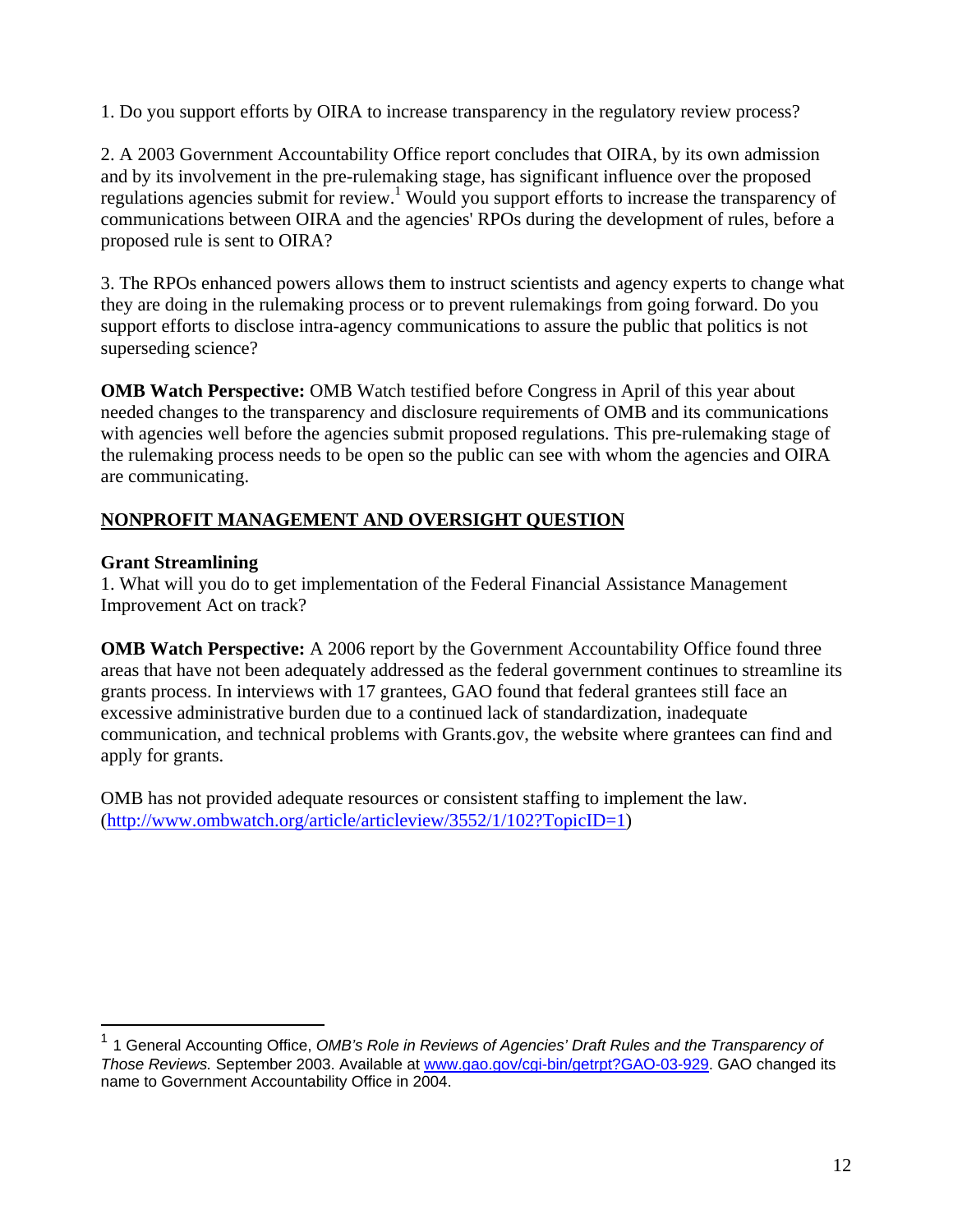1. Do you support efforts by OIRA to increase transparency in the regulatory review process?

2. A 2003 Government Accountability Office report concludes that OIRA, by its own admission and by its involvement in the pre-rulemaking stage, has significant influence over the proposed regulations agencies submit for review.[1] Would you support efforts to increase the transparency of communications between OIRA and the agencies' RPOs during the development of rules, before a proposed rule is sent to OIRA?

3. The RPOs enhanced powers allows them to instruct scientists and agency experts to change what they are doing in the rulemaking process or to prevent rulemakings from going forward. Do you support efforts to disclose intra-agency communications to assure the public that politics is not superseding science?

**OMB Watch Perspective:** OMB Watch testified before Congress in April of this year about needed changes to the transparency and disclosure requirements of OMB and its communications with agencies well before the agencies submit proposed regulations. This pre-rulemaking stage of the rulemaking process needs to be open so the public can see with whom the agencies and OIRA are communicating.

## NONPROFIT MANAGEMENT AND OVERSIGHT QUESTION

### Grant Streamlining

1. What will you do to get implementation of the Federal Financial Assistance Management Improvement Act on track?

**OMB Watch Perspective:** A 2006 report by the Government Accountability Office found three areas that have not been adequately addressed as the federal government continues to streamline its grants process. In interviews with 17 grantees, GAO found that federal grantees still face an excessive administrative burden due to a continued lack of standardization, inadequate communication, and technical problems with Grants.gov, the website where grantees can find and apply for grants.

OMB has not provided adequate resources or consistent staffing to implement the law. (http://www.ombwatch.org/article/articleview/3552/1/102?TopicID=1)

---

[1] 1 General Accounting Office, *OMB's Role in Reviews of Agencies' Draft Rules and the Transparency of Those Reviews.* September 2003. Available at www.gao.gov/cgi-bin/getrpt?GAO-03-929. GAO changed its name to Government Accountability Office in 2004.